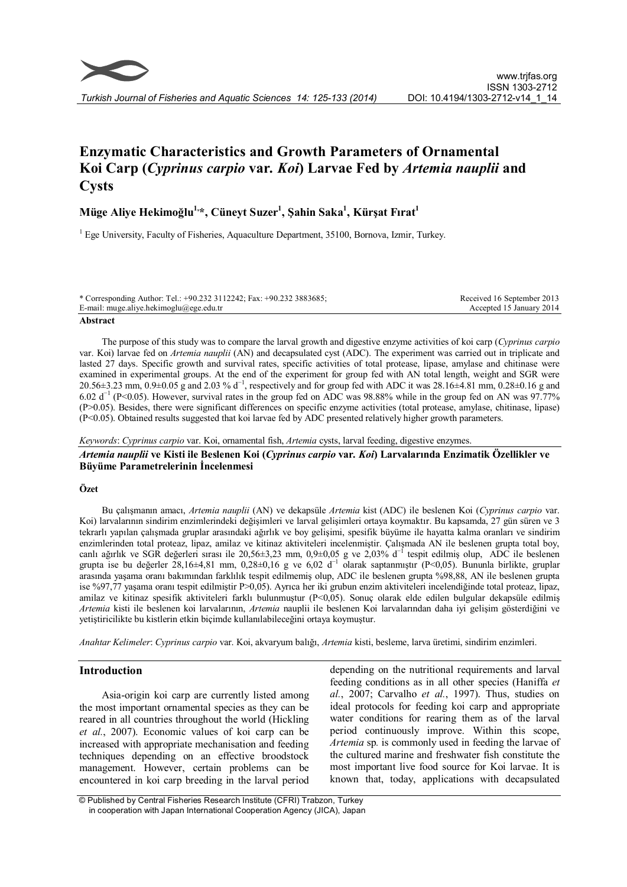# Enzymatic Characteristics and Growth Parameters of Ornamental Koi Carp (*Cyprinus carpio* var. *Koi*) Larvae Fed by *Artemia nauplii* and Cysts

**Müge Aliye Hekimoğlu[1,*], Cüneyt Suzer[1], Şahin Saka[1], Kürşat Fırat[1]**

[1] Ege University, Faculty of Fisheries, Aquaculture Department, 35100, Bornova, Izmir, Turkey.

\* Corresponding Author: Tel.: +90.232 3112242; Fax: +90.232 3883685; E-mail: muge.aliye.hekimoglu@ege.edu.tr

Received 16 September 2013
Accepted 15 January 2014

## Abstract

The purpose of this study was to compare the larval growth and digestive enzyme activities of koi carp (*Cyprinus carpio* var. Koi) larvae fed on *Artemia nauplii* (AN) and decapsulated cyst (ADC). The experiment was carried out in triplicate and lasted 27 days. Specific growth and survival rates, specific activities of total protease, lipase, amylase and chitinase were examined in experimental groups. At the end of the experiment for group fed with AN total length, weight and SGR were 20.56±3.23 mm, 0.9±0.05 g and 2.03 % $d^{-1}$, respectively and for group fed with ADC it was 28.16±4.81 mm, 0.28±0.16 g and 6.02 $d^{-1}$ (P<0.05). However, survival rates in the group fed on ADC was 98.88% while in the group fed on AN was 97.77% (P>0.05). Besides, there were significant differences on specific enzyme activities (total protease, amylase, chitinase, lipase) (P<0.05). Obtained results suggested that koi larvae fed by ADC presented relatively higher growth parameters.

*Keywords*: *Cyprinus carpio* var. Koi, ornamental fish, *Artemia* cysts, larval feeding, digestive enzymes.

### *Artemia nauplii* ve Kisti ile Beslenen Koi (*Cyprinus carpio* var. *Koi*) Larvalarında Enzimatik Özellikler ve Büyüme Parametrelerinin İncelenmesi

#### Özet

Bu çalışmanın amacı, *Artemia nauplii* (AN) ve dekapsüle *Artemia* kist (ADC) ile beslenen Koi (*Cyprinus carpio* var. Koi) larvalarının sindirim enzimlerindeki değişimleri ve larval gelişimleri ortaya koymaktır. Bu kapsamda, 27 gün süren ve 3 tekrarlı yapılan çalışmada gruplar arasındaki ağırlık ve boy gelişimi, spesifik büyüme ile hayatta kalma oranları ve sindirim enzimlerinden total proteaz, lipaz, amilaz ve kitinaz aktiviteleri incelenmiştir. Çalışmada AN ile beslenen grupta total boy, canlı ağırlık ve SGR değerleri sırası ile 20,56±3,23 mm, 0,9±0,05 g ve 2,03% $d^{-1}$ tespit edilmiş olup, ADC ile beslenen grupta ise bu değerler 28,16±4,81 mm, 0,28±0,16 g ve 6,02 $d^{-1}$ olarak saptanmıştır (P<0,05). Bununla birlikte, gruplar arasında yaşama oranı bakımından farklılık tespit edilmemiş olup, ADC ile beslenen grupta %98,88, AN ile beslenen grupta ise %97,77 yaşama oranı tespit edilmiştir P>0,05). Ayrıca her iki grubun enzim aktiviteleri incelendiğinde total proteaz, lipaz, amilaz ve kitinaz spesifik aktiviteleri farklı bulunmuştur (P<0,05). Sonuç olarak elde edilen bulgular dekapsüle edilmiş *Artemia* kisti ile beslenen koi larvalarının, *Artemia* nauplii ile beslenen Koi larvalarından daha iyi gelişim gösterdiğini ve yetiştiricilikte bu kistlerin etkin biçimde kullanılabileceğini ortaya koymuştur.

*Anahtar Kelimeler*: *Cyprinus carpio* var. Koi, akvaryum balığı, *Artemia* kisti, besleme, larva üretimi, sindirim enzimleri.

## Introduction

Asia-origin koi carp are currently listed among the most important ornamental species as they can be reared in all countries throughout the world (Hickling *et al.*, 2007). Economic values of koi carp can be increased with appropriate mechanisation and feeding techniques depending on an effective broodstock management. However, certain problems can be encountered in koi carp breeding in the larval period depending on the nutritional requirements and larval feeding conditions as in all other species (Haniffa *et al.*, 2007; Carvalho *et al.*, 1997). Thus, studies on ideal protocols for feeding koi carp and appropriate water conditions for rearing them as of the larval period continuously improve. Within this scope, *Artemia* sp. is commonly used in feeding the larvae of the cultured marine and freshwater fish constitute the most important live food source for Koi larvae. It is known that, today, applications with decapsulated

© Published by Central Fisheries Research Institute (CFRI) Trabzon, Turkey in cooperation with Japan International Cooperation Agency (JICA), Japan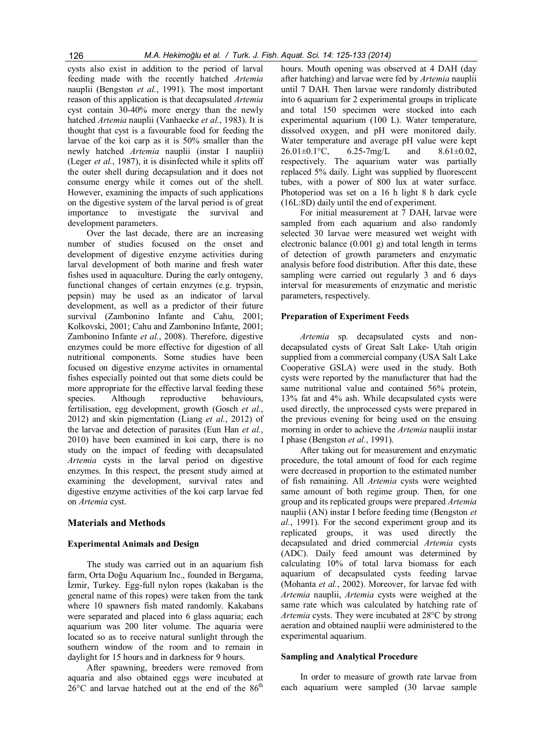cysts also exist in addition to the period of larval feeding made with the recently hatched *Artemia* nauplii (Bengston *et al.*, 1991). The most important reason of this application is that decapsulated *Artemia* cyst contain 30-40% more energy than the newly hatched *Artemia* nauplii (Vanhaecke *et al.*, 1983). It is thought that cyst is a favourable food for feeding the larvae of the koi carp as it is 50% smaller than the newly hatched *Artemia* nauplii (instar I nauplii) (Leger *et al.*, 1987), it is disinfected while it splits off the outer shell during decapsulation and it does not consume energy while it comes out of the shell. However, examining the impacts of such applications on the digestive system of the larval period is of great importance to investigate the survival and development parameters.

Over the last decade, there are an increasing number of studies focused on the onset and development of digestive enzyme activities during larval development of both marine and fresh water fishes used in aquaculture. During the early ontogeny, functional changes of certain enzymes (e.g. trypsin, pepsin) may be used as an indicator of larval development, as well as a predictor of their future survival (Zambonino Infante and Cahu, 2001; Kolkovski, 2001; Cahu and Zambonino Infante, 2001; Zambonino Infante *et al.*, 2008). Therefore, digestive enzymes could be more effective for digestion of all nutritional components. Some studies have been focused on digestive enzyme activites in ornamental fishes especially pointed out that some diets could be more appropriate for the effective larval feeding these species. Although reproductive behaviours, fertilisation, egg development, growth (Gosch *et al.*, 2012) and skin pigmentation (Liang *et al.*, 2012) of the larvae and detection of parasites (Eun Han *et al.*, 2010) have been examined in koi carp, there is no study on the impact of feeding with decapsulated *Artemia* cysts in the larval period on digestive enzymes. In this respect, the present study aimed at examining the development, survival rates and digestive enzyme activities of the koi carp larvae fed on *Artemia* cyst.

## Materials and Methods

### Experimental Animals and Design

The study was carried out in an aquarium fish farm, Orta Doğu Aquarium Inc., founded in Bergama, İzmir, Turkey. Egg-full nylon ropes (kakaban is the general name of this ropes) were taken from the tank where 10 spawners fish mated randomly. Kakabans were separated and placed into 6 glass aquaria; each aquarium was 200 liter volume. The aquaria were located so as to receive natural sunlight through the southern window of the room and to remain in daylight for 15 hours and in darkness for 9 hours.

After spawning, breeders were removed from aquaria and also obtained eggs were incubated at 26°C and larvae hatched out at the end of the 86$^{th}$ hours. Mouth opening was observed at 4 DAH (day after hatching) and larvae were fed by *Artemia* nauplii until 7 DAH. Then larvae were randomly distributed into 6 aquarium for 2 experimental groups in triplicate and total 150 specimen were stocked into each experimental aquarium (100 L). Water temperature, dissolved oxygen, and pH were monitored daily. Water temperature and average pH value were kept 26.01±0.1°C, 6.25-7mg/L and 8.61±0.02, respectively. The aquarium water was partially replaced 5% daily. Light was supplied by fluorescent tubes, with a power of 800 lux at water surface. Photoperiod was set on a 16 h light 8 h dark cycle (16L:8D) daily until the end of experiment.

For initial measurement at 7 DAH, larvae were sampled from each aquarium and also randomly selected 30 larvae were measured wet weight with electronic balance (0.001 g) and total length in terms of detection of growth parameters and enzymatic analysis before food distribution. After this date, these sampling were carried out regularly 3 and 6 days interval for measurements of enzymatic and meristic parameters, respectively.

### Preparation of Experiment Feeds

*Artemia* sp. decapsulated cysts and non-decapsulated cysts of Great Salt Lake- Utah origin supplied from a commercial company (USA Salt Lake Cooperative GSLA) were used in the study. Both cysts were reported by the manufacturer that had the same nutritional value and contained 56% protein, 13% fat and 4% ash. While decapsulated cysts were used directly, the unprocessed cysts were prepared in the previous evening for being used on the ensuing morning in order to achieve the *Artemia* nauplii instar I phase (Bengston *et al.*, 1991).

After taking out for measurement and enzymatic procedure, the total amount of food for each regime were decreased in proportion to the estimated number of fish remaining. All *Artemia* cysts were weighted same amount of both regime group. Then, for one group and its replicated groups were prepared *Artemia* nauplii (AN) instar I before feeding time (Bengston *et al.*, 1991). For the second experiment group and its replicated groups, it was used directly the decapsulated and dried commercial *Artemia* cysts (ADC). Daily feed amount was determined by calculating 10% of total larva biomass for each aquarium of decapsulated cysts feeding larvae (Mohanta *et al.*, 2002). Moreover, for larvae fed with *Artemia* nauplii, *Artemia* cysts were weighed at the same rate which was calculated by hatching rate of *Artemia* cysts. They were incubated at 28°C by strong aeration and obtained nauplii were administered to the experimental aquarium.

### Sampling and Analytical Procedure

In order to measure of growth rate larvae from each aquarium were sampled (30 larvae sample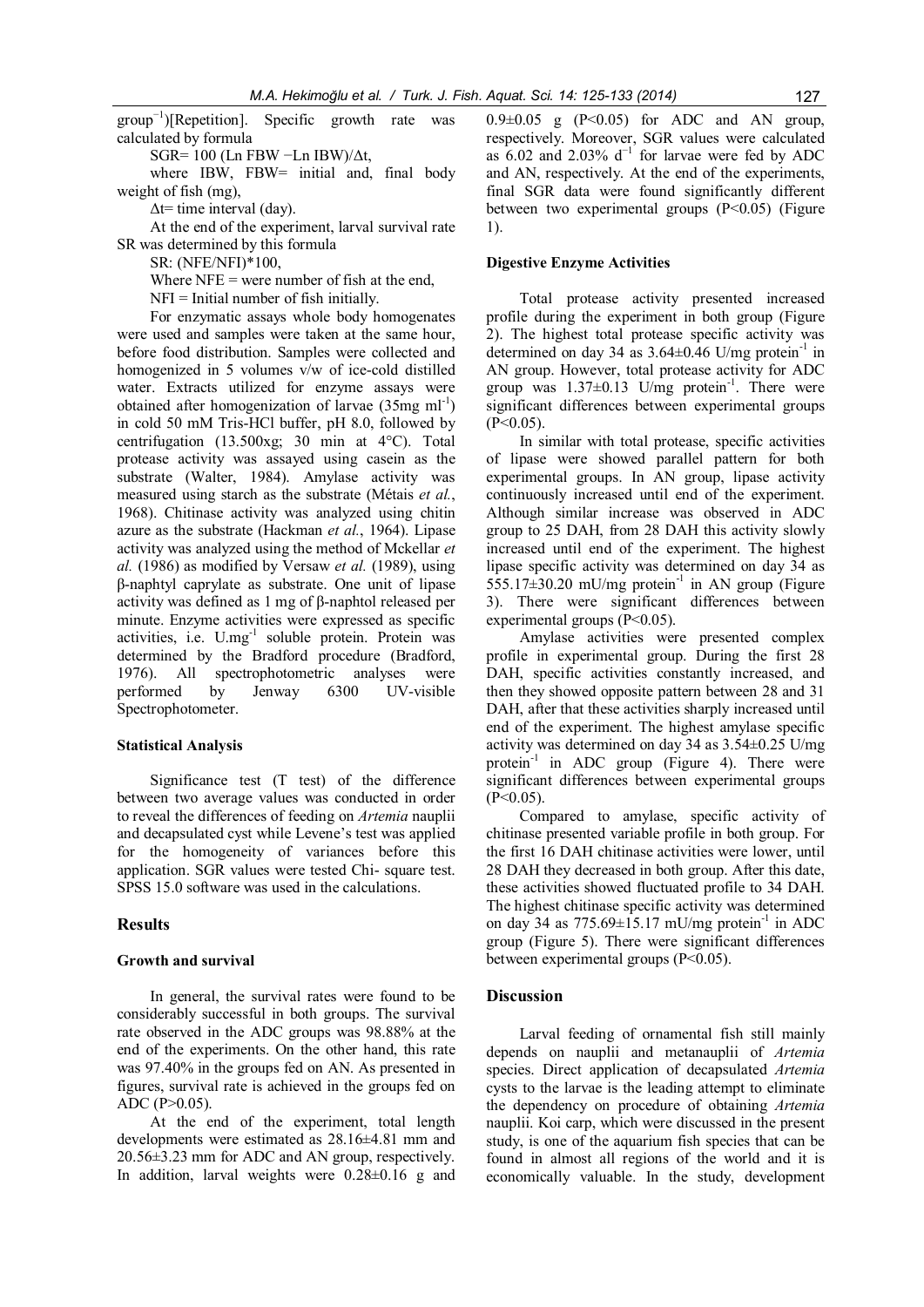group$^{-1}$)][Repetition]. Specific growth rate was calculated by formula

$$SGR= 100 (Ln FBW - Ln IBW)/\Delta t,$$

where IBW, FBW= initial and, final body weight of fish (mg),

$\Delta t$= time interval (day).

At the end of the experiment, larval survival rate SR was determined by this formula

SR: (NFE/NFI)*100,

Where NFE = were number of fish at the end,

NFI = Initial number of fish initially.

For enzymatic assays whole body homogenates were used and samples were taken at the same hour, before food distribution. Samples were collected and homogenized in 5 volumes v/w of ice-cold distilled water. Extracts utilized for enzyme assays were obtained after homogenization of larvae (35mg ml$^{-1}$) in cold 50 mM Tris-HCl buffer, pH 8.0, followed by centrifugation (13.500xg; 30 min at 4°C). Total protease activity was assayed using casein as the substrate (Walter, 1984). Amylase activity was measured using starch as the substrate (Métais *et al.*, 1968). Chitinase activity was analyzed using chitin azure as the substrate (Hackman *et al.*, 1964). Lipase activity was analyzed using the method of Mckellar *et al.* (1986) as modified by Versaw *et al.* (1989), using β-naphtyl caprylate as substrate. One unit of lipase activity was defined as 1 mg of β-naphtol released per minute. Enzyme activities were expressed as specific activities, i.e. U.mg$^{-1}$ soluble protein. Protein was determined by the Bradford procedure (Bradford, 1976). All spectrophotometric analyses were performed by Jenway 6300 UV-visible Spectrophotometer.

### Statistical Analysis

Significance test (T test) of the difference between two average values was conducted in order to reveal the differences of feeding on *Artemia* nauplii and decapsulated cyst while Levene's test was applied for the homogeneity of variances before this application. SGR values were tested Chi- square test. SPSS 15.0 software was used in the calculations.

## Results

### Growth and survival

In general, the survival rates were found to be considerably successful in both groups. The survival rate observed in the ADC groups was 98.88% at the end of the experiments. On the other hand, this rate was 97.40% in the groups fed on AN. As presented in figures, survival rate is achieved in the groups fed on ADC ($P>0.05$).

At the end of the experiment, total length developments were estimated as 28.16±4.81 mm and 20.56±3.23 mm for ADC and AN group, respectively. In addition, larval weights were 0.28±0.16 g and 0.9±0.05 g ($P<0.05$) for ADC and AN group, respectively. Moreover, SGR values were calculated as 6.02 and 2.03% d$^{-1}$ for larvae were fed by ADC and AN, respectively. At the end of the experiments, final SGR data were found significantly different between two experimental groups ($P<0.05$) (Figure 1).

### Digestive Enzyme Activities

Total protease activity presented increased profile during the experiment in both group (Figure 2). The highest total protease specific activity was determined on day 34 as 3.64±0.46 U/mg protein$^{-1}$ in AN group. However, total protease activity for ADC group was 1.37±0.13 U/mg protein$^{-1}$. There were significant differences between experimental groups ($P<0.05$).

In similar with total protease, specific activities of lipase were showed parallel pattern for both experimental groups. In AN group, lipase activity continuously increased until end of the experiment. Although similar increase was observed in ADC group to 25 DAH, from 28 DAH this activity slowly increased until end of the experiment. The highest lipase specific activity was determined on day 34 as 555.17±30.20 mU/mg protein$^{-1}$ in AN group (Figure 3). There were significant differences between experimental groups ($P<0.05$).

Amylase activities were presented complex profile in experimental group. During the first 28 DAH, specific activities constantly increased, and then they showed opposite pattern between 28 and 31 DAH, after that these activities sharply increased until end of the experiment. The highest amylase specific activity was determined on day 34 as 3.54±0.25 U/mg protein$^{-1}$ in ADC group (Figure 4). There were significant differences between experimental groups ($P<0.05$).

Compared to amylase, specific activity of chitinase presented variable profile in both group. For the first 16 DAH chitinase activities were lower, until 28 DAH they decreased in both group. After this date, these activities showed fluctuated profile to 34 DAH. The highest chitinase specific activity was determined on day 34 as 775.69±15.17 mU/mg protein$^{-1}$ in ADC group (Figure 5). There were significant differences between experimental groups ($P<0.05$).

## Discussion

Larval feeding of ornamental fish still mainly depends on nauplii and metanauplii of *Artemia* species. Direct application of decapsulated *Artemia* cysts to the larvae is the leading attempt to eliminate the dependency on procedure of obtaining *Artemia* nauplii. Koi carp, which were discussed in the present study, is one of the aquarium fish species that can be found in almost all regions of the world and it is economically valuable. In the study, development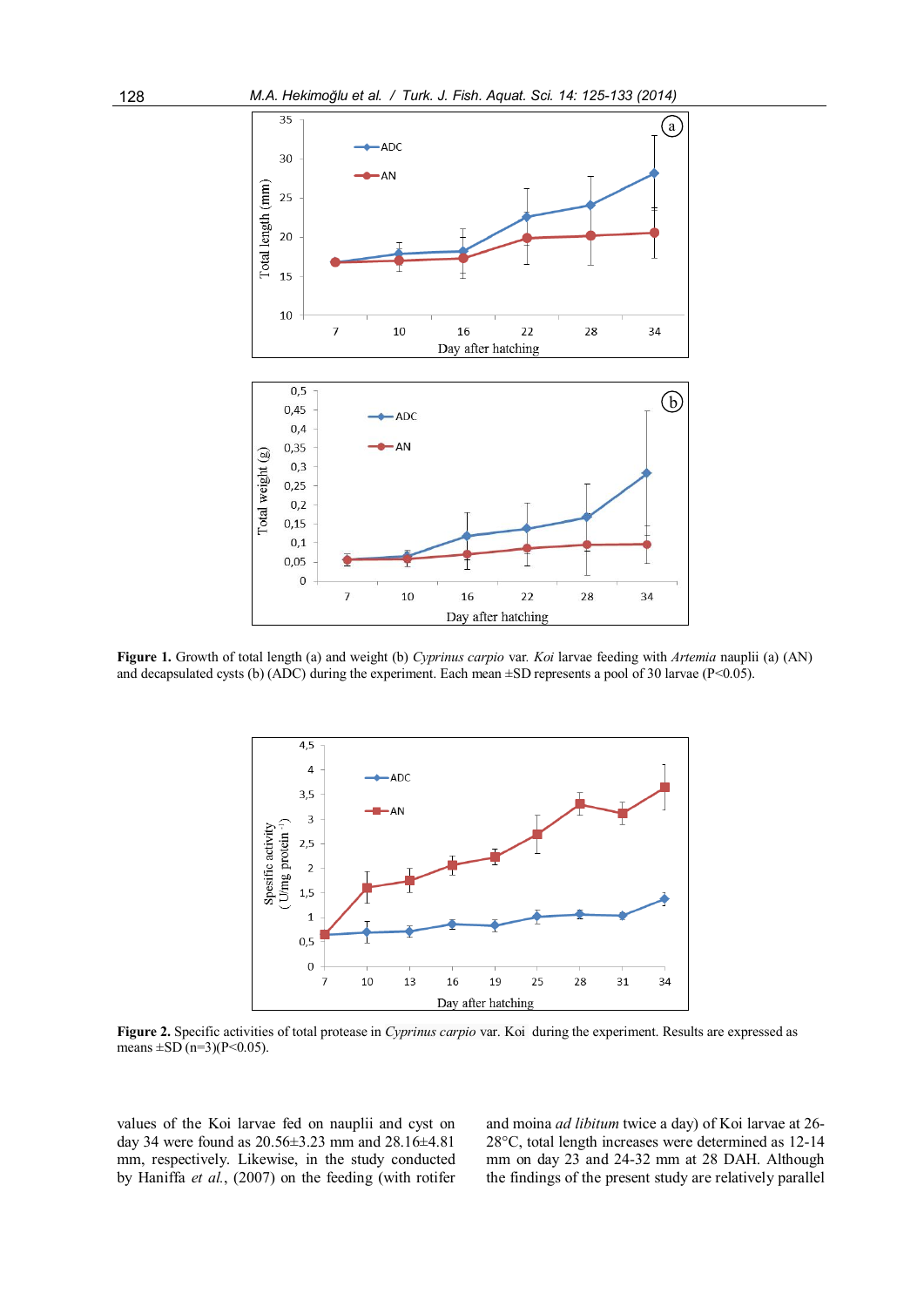**Figure 1.** Growth of total length (a) and weight (b) *Cyprinus carpio* var. *Koi* larvae feeding with *Artemia* nauplii (a) (AN) and decapsulated cysts (b) (ADC) during the experiment. Each mean ±SD represents a pool of 30 larvae (P<0.05).

**Figure 2.** Specific activities of total protease in *Cyprinus carpio* var. Koi during the experiment. Results are expressed as means ±SD (n=3)(P<0.05).

values of the Koi larvae fed on nauplii and cyst on day 34 were found as 20.56±3.23 mm and 28.16±4.81 mm, respectively. Likewise, in the study conducted by Haniffa *et al.*, (2007) on the feeding (with rotifer and moina *ad libitum* twice a day) of Koi larvae at 26-28°C, total length increases were determined as 12-14 mm on day 23 and 24-32 mm at 28 DAH. Although the findings of the present study are relatively parallel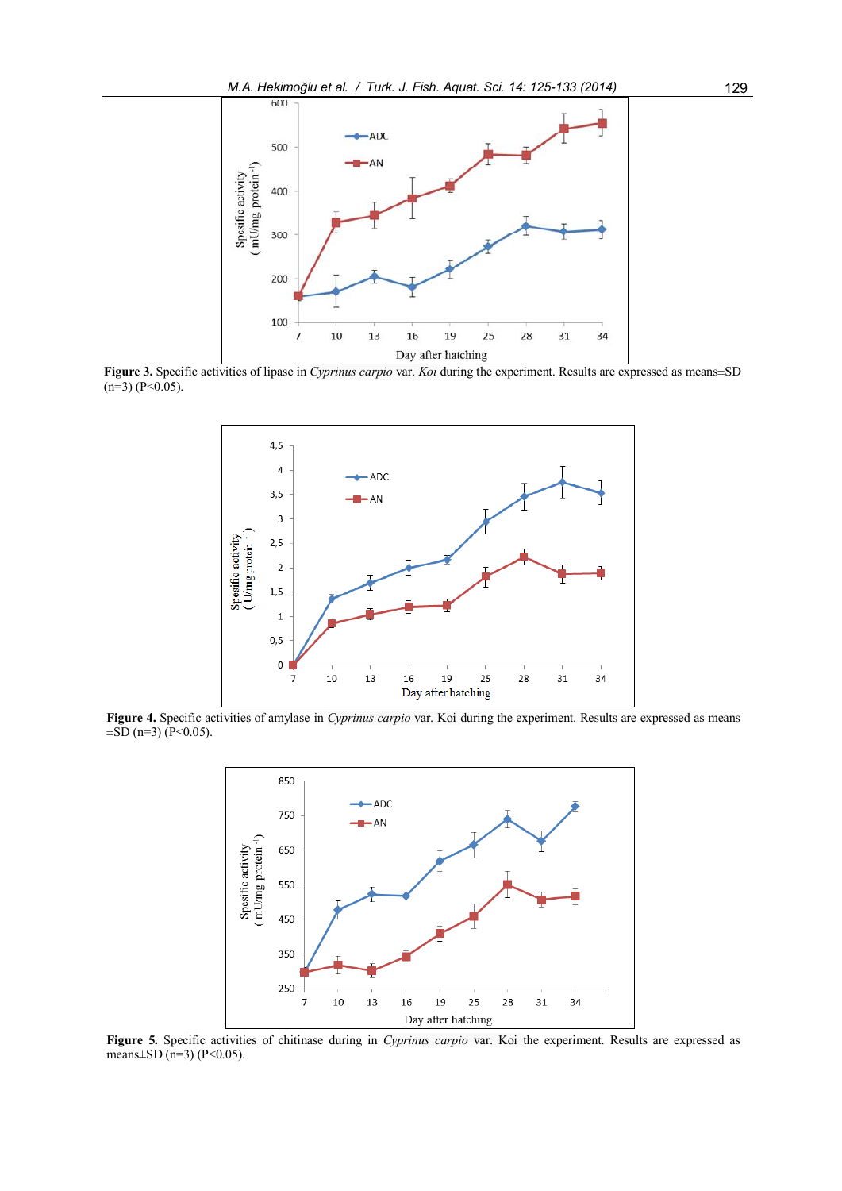**Figure 3.** Specific activities of lipase in *Cyprinus carpio* var. *Koi* during the experiment. Results are expressed as means±SD (n=3) (P<0.05).

**Figure 4.** Specific activities of amylase in *Cyprinus carpio* var. Koi during the experiment. Results are expressed as means ±SD (n=3) (P<0.05).

**Figure 5.** Specific activities of chitinase during in *Cyprinus carpio* var. Koi the experiment. Results are expressed as means±SD (n=3) (P<0.05).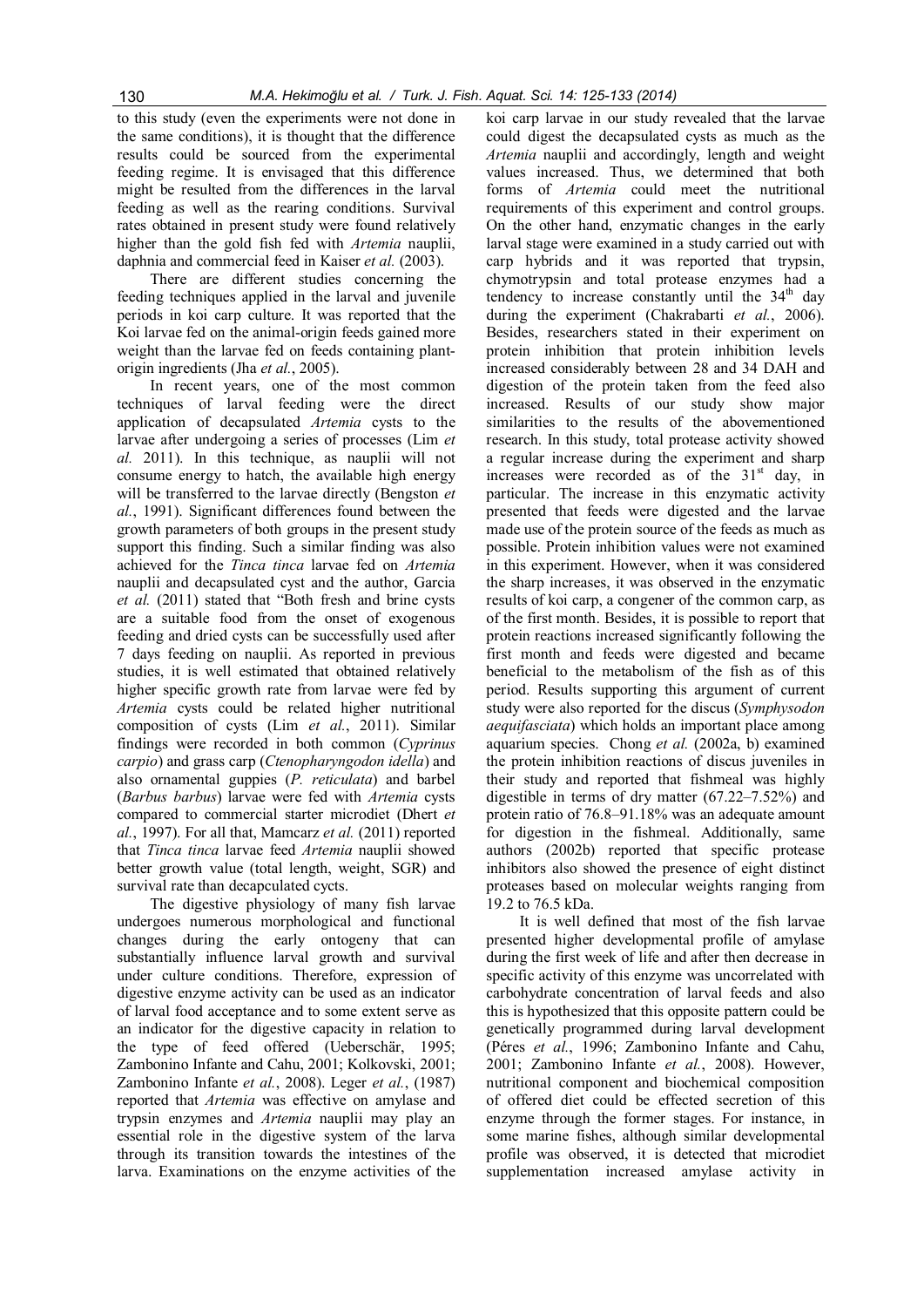to this study (even the experiments were not done in the same conditions), it is thought that the difference results could be sourced from the experimental feeding regime. It is envisaged that this difference might be resulted from the differences in the larval feeding as well as the rearing conditions. Survival rates obtained in present study were found relatively higher than the gold fish fed with *Artemia* nauplii, daphnia and commercial feed in Kaiser *et al.* (2003).

There are different studies concerning the feeding techniques applied in the larval and juvenile periods in koi carp culture. It was reported that the Koi larvae fed on the animal-origin feeds gained more weight than the larvae fed on feeds containing plant-origin ingredients (Jha *et al.*, 2005).

In recent years, one of the most common techniques of larval feeding were the direct application of decapsulated *Artemia* cysts to the larvae after undergoing a series of processes (Lim *et al.* 2011). In this technique, as nauplii will not consume energy to hatch, the available high energy will be transferred to the larvae directly (Bengston *et al.*, 1991). Significant differences found between the growth parameters of both groups in the present study support this finding. Such a similar finding was also achieved for the *Tinca tinca* larvae fed on *Artemia* nauplii and decapsulated cyst and the author, Garcia *et al.* (2011) stated that "Both fresh and brine cysts are a suitable food from the onset of exogenous feeding and dried cysts can be successfully used after 7 days feeding on nauplii. As reported in previous studies, it is well estimated that obtained relatively higher specific growth rate from larvae were fed by *Artemia* cysts could be related higher nutritional composition of cysts (Lim *et al.*, 2011). Similar findings were recorded in both common (*Cyprinus carpio*) and grass carp (*Ctenopharyngodon idella*) and also ornamental guppies (*P. reticulata*) and barbel (*Barbus barbus*) larvae were fed with *Artemia* cysts compared to commercial starter microdiet (Dhert *et al.*, 1997). For all that, Mamcarz *et al.* (2011) reported that *Tinca tinca* larvae feed *Artemia* nauplii showed better growth value (total length, weight, SGR) and survival rate than decapculated cycts.

The digestive physiology of many fish larvae undergoes numerous morphological and functional changes during the early ontogeny that can substantially influence larval growth and survival under culture conditions. Therefore, expression of digestive enzyme activity can be used as an indicator of larval food acceptance and to some extent serve as an indicator for the digestive capacity in relation to the type of feed offered (Ueberschär, 1995; Zambonino Infante and Cahu, 2001; Kolkovski, 2001; Zambonino Infante *et al.*, 2008). Leger *et al.*, (1987) reported that *Artemia* was effective on amylase and trypsin enzymes and *Artemia* nauplii may play an essential role in the digestive system of the larva through its transition towards the intestines of the larva. Examinations on the enzyme activities of the koi carp larvae in our study revealed that the larvae could digest the decapsulated cysts as much as the *Artemia* nauplii and accordingly, length and weight values increased. Thus, we determined that both forms of *Artemia* could meet the nutritional requirements of this experiment and control groups. On the other hand, enzymatic changes in the early larval stage were examined in a study carried out with carp hybrids and it was reported that trypsin, chymotrypsin and total protease enzymes had a tendency to increase constantly until the 34[th] day during the experiment (Chakrabarti *et al.*, 2006). Besides, researchers stated in their experiment on protein inhibition that protein inhibition levels increased considerably between 28 and 34 DAH and digestion of the protein taken from the feed also increased. Results of our study show major similarities to the results of the abovementioned research. In this study, total protease activity showed a regular increase during the experiment and sharp increases were recorded as of the 31[st] day, in particular. The increase in this enzymatic activity presented that feeds were digested and the larvae made use of the protein source of the feeds as much as possible. Protein inhibition values were not examined in this experiment. However, when it was considered the sharp increases, it was observed in the enzymatic results of koi carp, a congener of the common carp, as of the first month. Besides, it is possible to report that protein reactions increased significantly following the first month and feeds were digested and became beneficial to the metabolism of the fish as of this period. Results supporting this argument of current study were also reported for the discus (*Symphysodon aequifasciata*) which holds an important place among aquarium species. Chong *et al.* (2002a, b) examined the protein inhibition reactions of discus juveniles in their study and reported that fishmeal was highly digestible in terms of dry matter (67.22–7.52%) and protein ratio of 76.8–91.18% was an adequate amount for digestion in the fishmeal. Additionally, same authors (2002b) reported that specific protease inhibitors also showed the presence of eight distinct proteases based on molecular weights ranging from 19.2 to 76.5 kDa.

It is well defined that most of the fish larvae presented higher developmental profile of amylase during the first week of life and after then decrease in specific activity of this enzyme was uncorrelated with carbohydrate concentration of larval feeds and also this is hypothesized that this opposite pattern could be genetically programmed during larval development (Péres *et al.*, 1996; Zambonino Infante and Cahu, 2001; Zambonino Infante *et al.*, 2008). However, nutritional component and biochemical composition of offered diet could be effected secretion of this enzyme through the former stages. For instance, in some marine fishes, although similar developmental profile was observed, it is detected that microdiet supplementation increased amylase activity in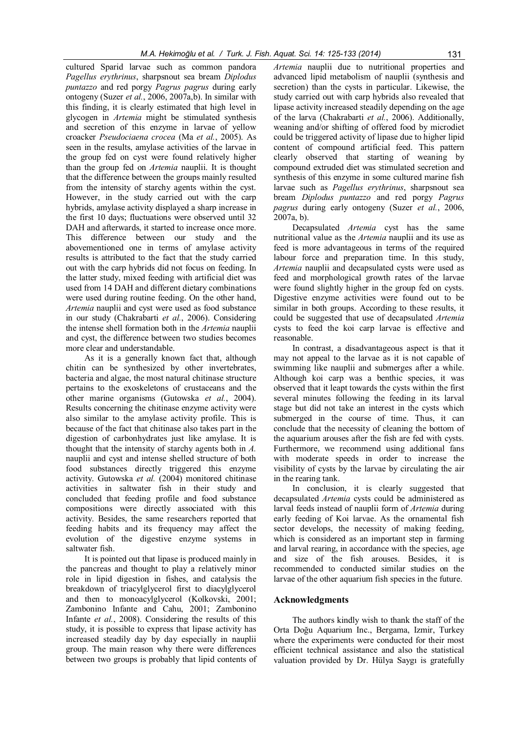cultured Sparid larvae such as common pandora *Pagellus erythrinus*, sharpsnout sea bream *Diplodus puntazzo* and red porgy *Pagrus pagrus* during early ontogeny (Suzer *et al.*, 2006, 2007a,b). In similar with this finding, it is clearly estimated that high level in glycogen in *Artemia* might be stimulated synthesis and secretion of this enzyme in larvae of yellow croacker *Pseudociaena crocea* (Ma *et al.*, 2005). As seen in the results, amylase activities of the larvae in the group fed on cyst were found relatively higher than the group fed on *Artemia* nauplii. It is thought that the difference between the groups mainly resulted from the intensity of starchy agents within the cyst. However, in the study carried out with the carp hybrids, amylase activity displayed a sharp increase in the first 10 days; fluctuations were observed until 32 DAH and afterwards, it started to increase once more. This difference between our study and the abovementioned one in terms of amylase activity results is attributed to the fact that the study carried out with the carp hybrids did not focus on feeding. In the latter study, mixed feeding with artificial diet was used from 14 DAH and different dietary combinations were used during routine feeding. On the other hand, *Artemia* nauplii and cyst were used as food substance in our study (Chakrabarti *et al.*, 2006). Considering the intense shell formation both in the *Artemia* nauplii and cyst, the difference between two studies becomes more clear and understandable.

As it is a generally known fact that, although chitin can be synthesized by other invertebrates, bacteria and algae, the most natural chitinase structure pertains to the exoskeletons of crustaceans and the other marine organisms (Gutowska *et al.*, 2004). Results concerning the chitinase enzyme activity were also similar to the amylase activity profile. This is because of the fact that chitinase also takes part in the digestion of carbonhydrates just like amylase. It is thought that the intensity of starchy agents both in *A.* nauplii and cyst and intense shelled structure of both food substances directly triggered this enzyme activity. Gutowska *et al.* (2004) monitored chitinase activities in saltwater fish in their study and concluded that feeding profile and food substance compositions were directly associated with this activity. Besides, the same researchers reported that feeding habits and its frequency may affect the evolution of the digestive enzyme systems in saltwater fish.

It is pointed out that lipase is produced mainly in the pancreas and thought to play a relatively minor role in lipid digestion in fishes, and catalysis the breakdown of triacylglycerol first to diacylglycerol and then to monoacylglycerol (Kolkovski, 2001; Zambonino Infante and Cahu, 2001; Zambonino Infante *et al.*, 2008). Considering the results of this study, it is possible to express that lipase activity has increased steadily day by day especially in nauplii group. The main reason why there were differences between two groups is probably that lipid contents of *Artemia* nauplii due to nutritional properties and advanced lipid metabolism of nauplii (synthesis and secretion) than the cysts in particular. Likewise, the study carried out with carp hybrids also revealed that lipase activity increased steadily depending on the age of the larva (Chakrabarti *et al.*, 2006). Additionally, weaning and/or shifting of offered food by microdiet could be triggered activity of lipase due to higher lipid content of compound artificial feed. This pattern clearly observed that starting of weaning by compound extruded diet was stimulated secretion and synthesis of this enzyme in some cultured marine fish larvae such as *Pagellus erythrinus*, sharpsnout sea bream *Diplodus puntazzo* and red porgy *Pagrus pagrus* during early ontogeny (Suzer *et al.*, 2006, 2007a, b).

Decapsulated *Artemia* cyst has the same nutritional value as the *Artemia* nauplii and its use as feed is more advantageous in terms of the required labour force and preparation time. In this study, *Artemia* nauplii and decapsulated cysts were used as feed and morphological growth rates of the larvae were found slightly higher in the group fed on cysts. Digestive enzyme activities were found out to be similar in both groups. According to these results, it could be suggested that use of decapsulated *Artemia* cysts to feed the koi carp larvae is effective and reasonable.

In contrast, a disadvantageous aspect is that it may not appeal to the larvae as it is not capable of swimming like nauplii and submerges after a while. Although koi carp was a benthic species, it was observed that it leapt towards the cysts within the first several minutes following the feeding in its larval stage but did not take an interest in the cysts which submerged in the course of time. Thus, it can conclude that the necessity of cleaning the bottom of the aquarium arouses after the fish are fed with cysts. Furthermore, we recommend using additional fans with moderate speeds in order to increase the visibility of cysts by the larvae by circulating the air in the rearing tank.

In conclusion, it is clearly suggested that decapsulated *Artemia* cysts could be administered as larval feeds instead of nauplii form of *Artemia* during early feeding of Koi larvae. As the ornamental fish sector develops, the necessity of making feeding, which is considered as an important step in farming and larval rearing, in accordance with the species, age and size of the fish arouses. Besides, it is recommended to conducted similar studies on the larvae of the other aquarium fish species in the future.

## Acknowledgments

The authors kindly wish to thank the staff of the Orta Doğu Aquarium Inc., Bergama, Izmir, Turkey where the experiments were conducted for their most efficient technical assistance and also the statistical valuation provided by Dr. Hülya Saygı is gratefully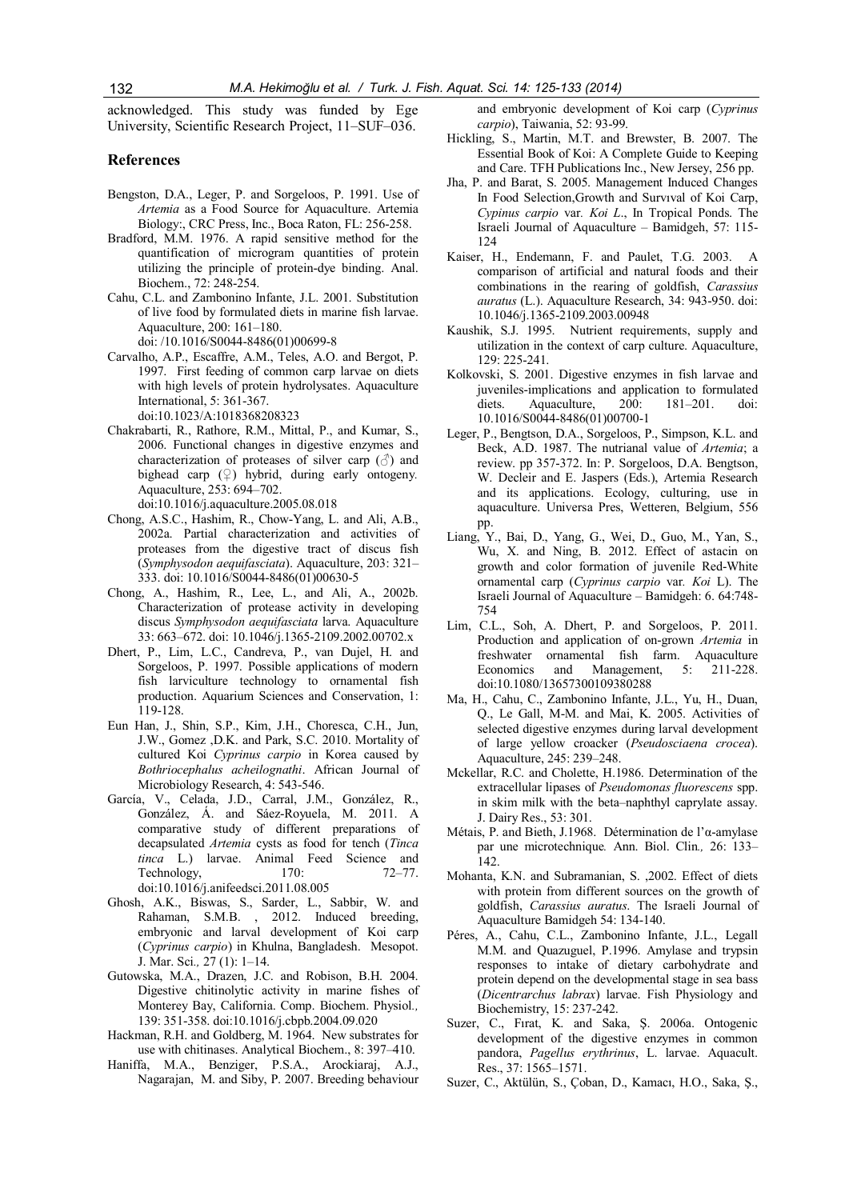acknowledged. This study was funded by Ege University, Scientific Research Project, 11–SUF–036.

## References

Bengston, D.A., Leger, P. and Sorgeloos, P. 1991. Use of *Artemia* as a Food Source for Aquaculture. Artemia Biology:, CRC Press, Inc., Boca Raton, FL: 256-258.

Bradford, M.M. 1976. A rapid sensitive method for the quantification of microgram quantities of protein utilizing the principle of protein-dye binding. Anal. Biochem., 72: 248-254.

Cahu, C.L. and Zambonino Infante, J.L. 2001. Substitution of live food by formulated diets in marine fish larvae. Aquaculture, 200: 161–180. doi: /10.1016/S0044-8486(01)00699-8

Carvalho, A.P., Escaffre, A.M., Teles, A.O. and Bergot, P. 1997. First feeding of common carp larvae on diets with high levels of protein hydrolysates. Aquaculture International, 5: 361-367. doi:10.1023/A:1018368208323

Chakrabarti, R., Rathore, R.M., Mittal, P., and Kumar, S., 2006. Functional changes in digestive enzymes and characterization of proteases of silver carp (♂) and bighead carp (♀) hybrid, during early ontogeny. Aquaculture, 253: 694–702. doi:10.1016/j.aquaculture.2005.08.018

Chong, A.S.C., Hashim, R., Chow-Yang, L. and Ali, A.B., 2002a. Partial characterization and activities of proteases from the digestive tract of discus fish (*Symphysodon aequifasciata*). Aquaculture, 203: 321–333. doi: 10.1016/S0044-8486(01)00630-5

Chong, A., Hashim, R., Lee, L., and Ali, A., 2002b. Characterization of protease activity in developing discus *Symphysodon aequifasciata* larva. Aquaculture 33: 663–672. doi: 10.1046/j.1365-2109.2002.00702.x

Dhert, P., Lim, L.C., Candreva, P., van Dujel, H. and Sorgeloos, P. 1997. Possible applications of modern fish larviculture technology to ornamental fish production. Aquarium Sciences and Conservation, 1: 119-128.

Eun Han, J., Shin, S.P., Kim, J.H., Choresca, C.H., Jun, J.W., Gomez ,D.K. and Park, S.C. 2010. Mortality of cultured Koi *Cyprinus carpio* in Korea caused by *Bothriocephalus acheilognathi*. African Journal of Microbiology Research, 4: 543-546.

García, V., Celada, J.D., Carral, J.M., González, R., González, Á. and Sáez-Royuela, M. 2011. A comparative study of different preparations of decapsulated *Artemia* cysts as food for tench (*Tinca tinca* L.) larvae. Animal Feed Science and Technology, 170: 72–77. doi:10.1016/j.anifeedsci.2011.08.005

Ghosh, A.K., Biswas, S., Sarder, L., Sabbir, W. and Rahaman, S.M.B. , 2012. Induced breeding, embryonic and larval development of Koi carp (*Cyprinus carpio*) in Khulna, Bangladesh. Mesopot. J. Mar. Sci., 27 (1): 1–14.

Gutowska, M.A., Drazen, J.C. and Robison, B.H. 2004. Digestive chitinolytic activity in marine fishes of Monterey Bay, California. Comp. Biochem. Physiol., 139: 351-358. doi:10.1016/j.cbpb.2004.09.020

Hackman, R.H. and Goldberg, M. 1964. New substrates for use with chitinases. Analytical Biochem., 8: 397–410.

Haniffa, M.A., Benziger, P.S.A., Arockiaraj, A.J., Nagarajan, M. and Siby, P. 2007. Breeding behaviour and embryonic development of Koi carp (*Cyprinus carpio*), Taiwania, 52: 93-99.

Hickling, S., Martin, M.T. and Brewster, B. 2007. The Essential Book of Koi: A Complete Guide to Keeping and Care. TFH Publications Inc., New Jersey, 256 pp.

Jha, P. and Barat, S. 2005. Management Induced Changes In Food Selection,Growth and Survıval of Koi Carp, *Cypinus carpio* var. *Koi L*., In Tropical Ponds. The Israeli Journal of Aquaculture – Bamidgeh, 57: 115-124

Kaiser, H., Endemann, F. and Paulet, T.G. 2003. A comparison of artificial and natural foods and their combinations in the rearing of goldfish, *Carassius auratus* (L.). Aquaculture Research, 34: 943-950. doi: 10.1046/j.1365-2109.2003.00948

Kaushik, S.J. 1995. Nutrient requirements, supply and utilization in the context of carp culture. Aquaculture, 129: 225-241.

Kolkovski, S. 2001. Digestive enzymes in fish larvae and juveniles-implications and application to formulated diets. Aquaculture, 200: 181–201. doi: 10.1016/S0044-8486(01)00700-1

Leger, P., Bengtson, D.A., Sorgeloos, P., Simpson, K.L. and Beck, A.D. 1987. The nutrianal value of *Artemia*; a review. pp 357-372. In: P. Sorgeloos, D.A. Bengtson, W. Decleir and E. Jaspers (Eds.), Artemia Research and its applications. Ecology, culturing, use in aquaculture. Universa Pres, Wetteren, Belgium, 556 pp.

Liang, Y., Bai, D., Yang, G., Wei, D., Guo, M., Yan, S., Wu, X. and Ning, B. 2012. Effect of astacin on growth and color formation of juvenile Red-White ornamental carp (*Cyprinus carpio* var. *Koi* L). The Israeli Journal of Aquaculture – Bamidgeh: 6. 64:748-754

Lim, C.L., Soh, A. Dhert, P. and Sorgeloos, P. 2011. Production and application of on-grown *Artemia* in freshwater ornamental fish farm. Aquaculture Economics and Management, 5: 211-228. doi:10.1080/13657300109380288

Ma, H., Cahu, C., Zambonino Infante, J.L., Yu, H., Duan, Q., Le Gall, M-M. and Mai, K. 2005. Activities of selected digestive enzymes during larval development of large yellow croacker (*Pseudosciaena crocea*). Aquaculture, 245: 239–248.

Mckellar, R.C. and Cholette, H.1986. Determination of the extracellular lipases of *Pseudomonas fluorescens* spp. in skim milk with the beta–naphthyl caprylate assay. J. Dairy Res., 53: 301.

Métais, P. and Bieth, J.1968. Détermination de l'α-amylase par une microtechnique*.* Ann. Biol. Clin*.,* 26: 133–142.

Mohanta, K.N. and Subramanian, S. ,2002. Effect of diets with protein from different sources on the growth of goldfish, *Carassius auratus*. The Israeli Journal of Aquaculture Bamidgeh 54: 134-140.

Péres, A., Cahu, C.L., Zambonino Infante, J.L., Legall M.M. and Quazuguel, P.1996. Amylase and trypsin responses to intake of dietary carbohydrate and protein depend on the developmental stage in sea bass (*Dicentrarchus labrax*) larvae. Fish Physiology and Biochemistry, 15: 237-242.

Suzer, C., Fırat, K. and Saka, Ş. 2006a. Ontogenic development of the digestive enzymes in common pandora, *Pagellus erythrinus*, L. larvae. Aquacult. Res., 37: 1565–1571.

Suzer, C., Aktülün, S., Çoban, D., Kamacı, H.O., Saka, Ş.,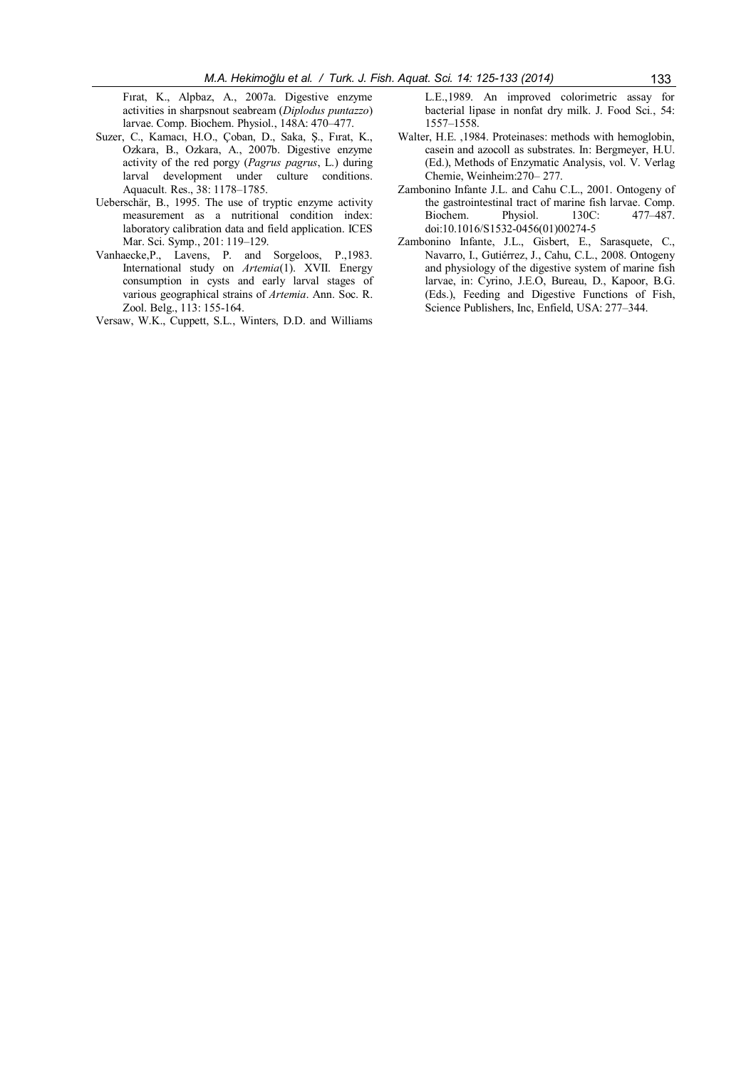Fırat, K., Alpbaz, A., 2007a. Digestive enzyme activities in sharpsnout seabream (*Diplodus puntazzo*) larvae. Comp. Biochem. Physiol., 148A: 470–477.

Suzer, C., Kamacı, H.O., Çoban, D., Saka, Ş., Fırat, K., Ozkara, B., Ozkara, A., 2007b. Digestive enzyme activity of the red porgy (*Pagrus pagrus*, L.) during larval development under culture conditions. Aquacult. Res., 38: 1178–1785.

Ueberschär, B., 1995. The use of tryptic enzyme activity measurement as a nutritional condition index: laboratory calibration data and field application. ICES Mar. Sci. Symp., 201: 119–129.

Vanhaecke,P., Lavens, P. and Sorgeloos, P.,1983. International study on *Artemia*(1). XVII. Energy consumption in cysts and early larval stages of various geographical strains of *Artemia*. Ann. Soc. R. Zool. Belg., 113: 155-164.

Versaw, W.K., Cuppett, S.L., Winters, D.D. and Williams L.E.,1989. An improved colorimetric assay for bacterial lipase in nonfat dry milk. J. Food Sci., 54: 1557–1558.

Walter, H.E. ,1984. Proteinases: methods with hemoglobin, casein and azocoll as substrates. In: Bergmeyer, H.U. (Ed.), Methods of Enzymatic Analysis, vol. V. Verlag Chemie, Weinheim:270– 277.

Zambonino Infante J.L. and Cahu C.L., 2001. Ontogeny of the gastrointestinal tract of marine fish larvae. Comp. Biochem. Physiol. 130C: 477–487. doi:10.1016/S1532-0456(01)00274-5

Zambonino Infante, J.L., Gisbert, E., Sarasquete, C., Navarro, I., Gutiérrez, J., Cahu, C.L., 2008. Ontogeny and physiology of the digestive system of marine fish larvae, in: Cyrino, J.E.O, Bureau, D., Kapoor, B.G. (Eds.), Feeding and Digestive Functions of Fish, Science Publishers, Inc, Enfield, USA: 277–344.